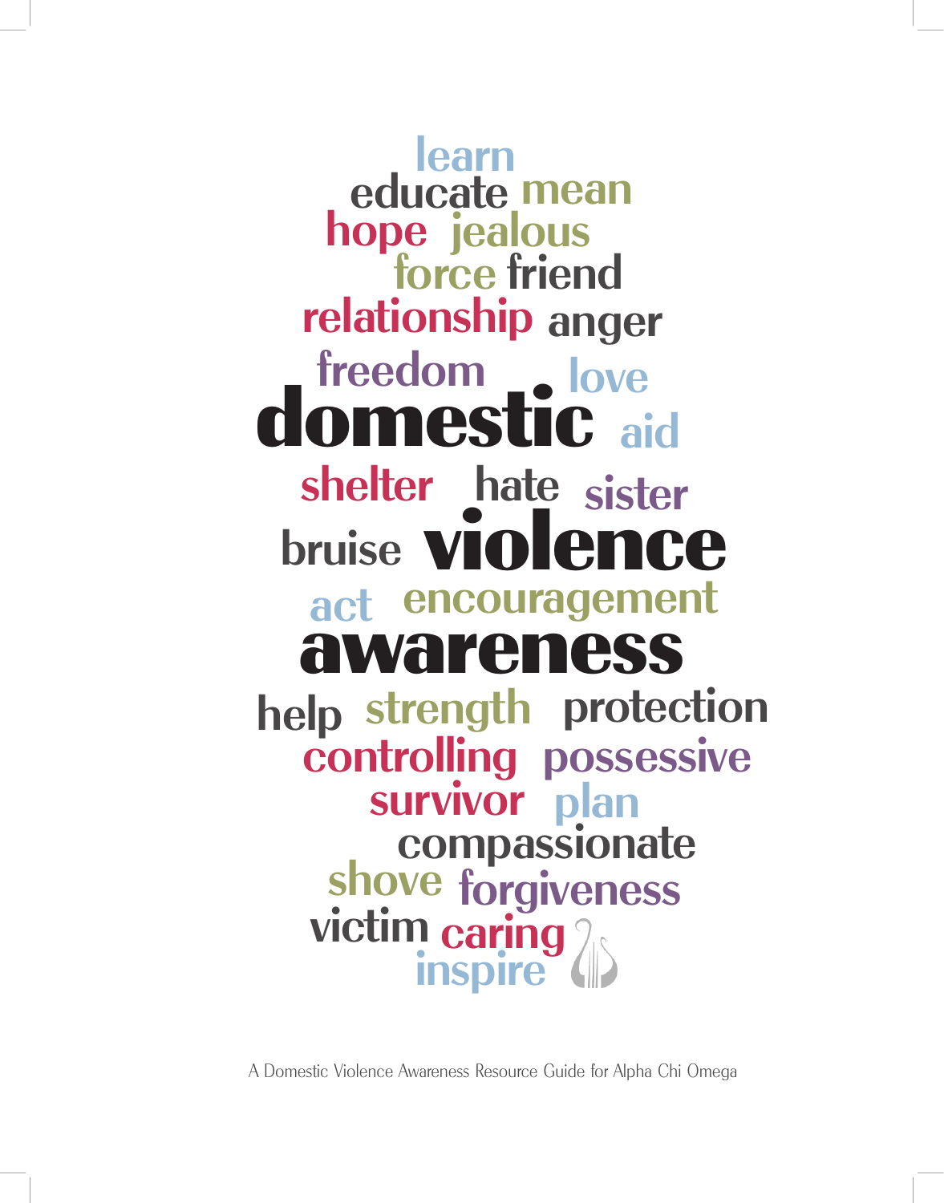learn
educate mean
hope jealous
force friend
relationship anger
freedom love
domestic aid
shelter hate sister
bruise violence
act encouragement
awareness
help strength protection
controlling possessive
survivor plan
compassionate
shove forgiveness
victim caring
inspire

A Domestic Violence Awareness Resource Guide for Alpha Chi Omega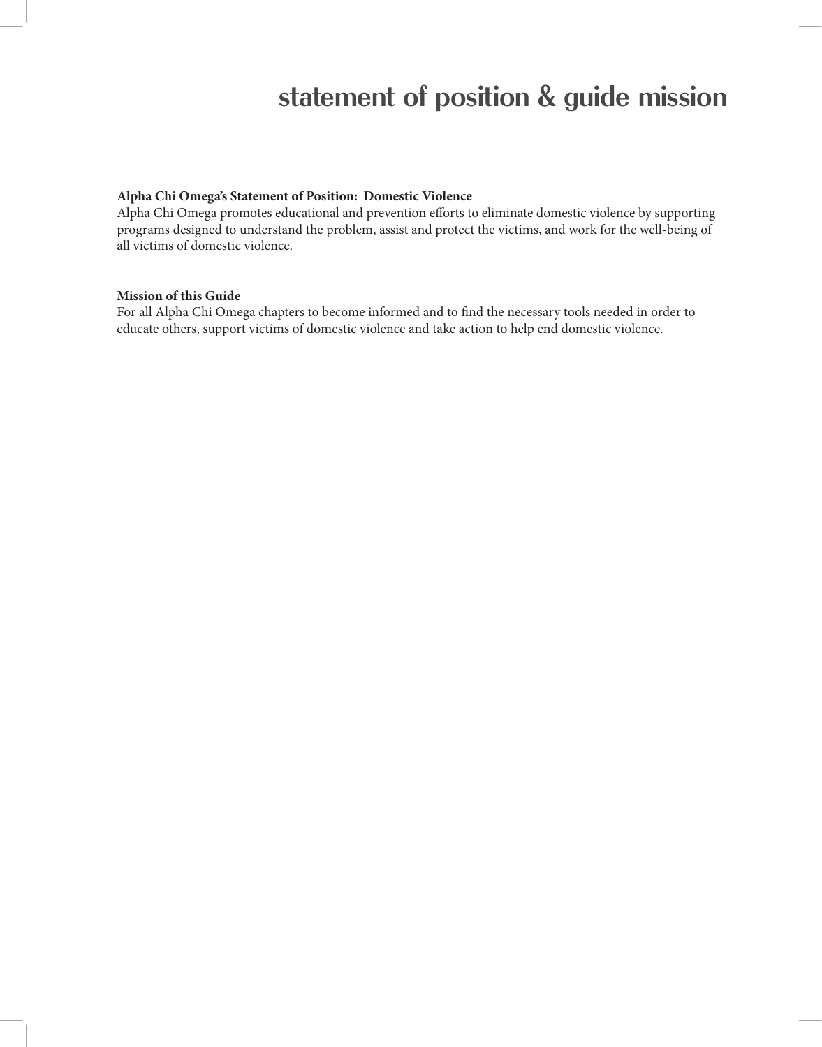# statement of position & guide mission

**Alpha Chi Omega's Statement of Position: Domestic Violence**
Alpha Chi Omega promotes educational and prevention efforts to eliminate domestic violence by supporting programs designed to understand the problem, assist and protect the victims, and work for the well-being of all victims of domestic violence.

**Mission of this Guide**
For all Alpha Chi Omega chapters to become informed and to find the necessary tools needed in order to educate others, support victims of domestic violence and take action to help end domestic violence.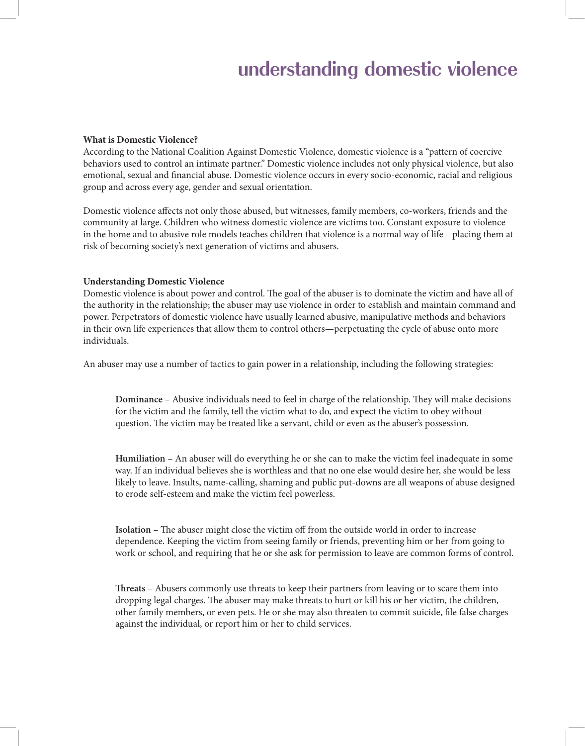# understanding domestic violence

**What is Domestic Violence?**

According to the National Coalition Against Domestic Violence, domestic violence is a "pattern of coercive behaviors used to control an intimate partner." Domestic violence includes not only physical violence, but also emotional, sexual and financial abuse. Domestic violence occurs in every socio-economic, racial and religious group and across every age, gender and sexual orientation.

Domestic violence affects not only those abused, but witnesses, family members, co-workers, friends and the community at large. Children who witness domestic violence are victims too. Constant exposure to violence in the home and to abusive role models teaches children that violence is a normal way of life—placing them at risk of becoming society's next generation of victims and abusers.

**Understanding Domestic Violence**

Domestic violence is about power and control. The goal of the abuser is to dominate the victim and have all of the authority in the relationship; the abuser may use violence in order to establish and maintain command and power. Perpetrators of domestic violence have usually learned abusive, manipulative methods and behaviors in their own life experiences that allow them to control others—perpetuating the cycle of abuse onto more individuals.

An abuser may use a number of tactics to gain power in a relationship, including the following strategies:

**Dominance** – Abusive individuals need to feel in charge of the relationship. They will make decisions for the victim and the family, tell the victim what to do, and expect the victim to obey without question. The victim may be treated like a servant, child or even as the abuser's possession.

**Humiliation** – An abuser will do everything he or she can to make the victim feel inadequate in some way. If an individual believes she is worthless and that no one else would desire her, she would be less likely to leave. Insults, name-calling, shaming and public put-downs are all weapons of abuse designed to erode self-esteem and make the victim feel powerless.

**Isolation** – The abuser might close the victim off from the outside world in order to increase dependence. Keeping the victim from seeing family or friends, preventing him or her from going to work or school, and requiring that he or she ask for permission to leave are common forms of control.

**Threats** – Abusers commonly use threats to keep their partners from leaving or to scare them into dropping legal charges. The abuser may make threats to hurt or kill his or her victim, the children, other family members, or even pets. He or she may also threaten to commit suicide, file false charges against the individual, or report him or her to child services.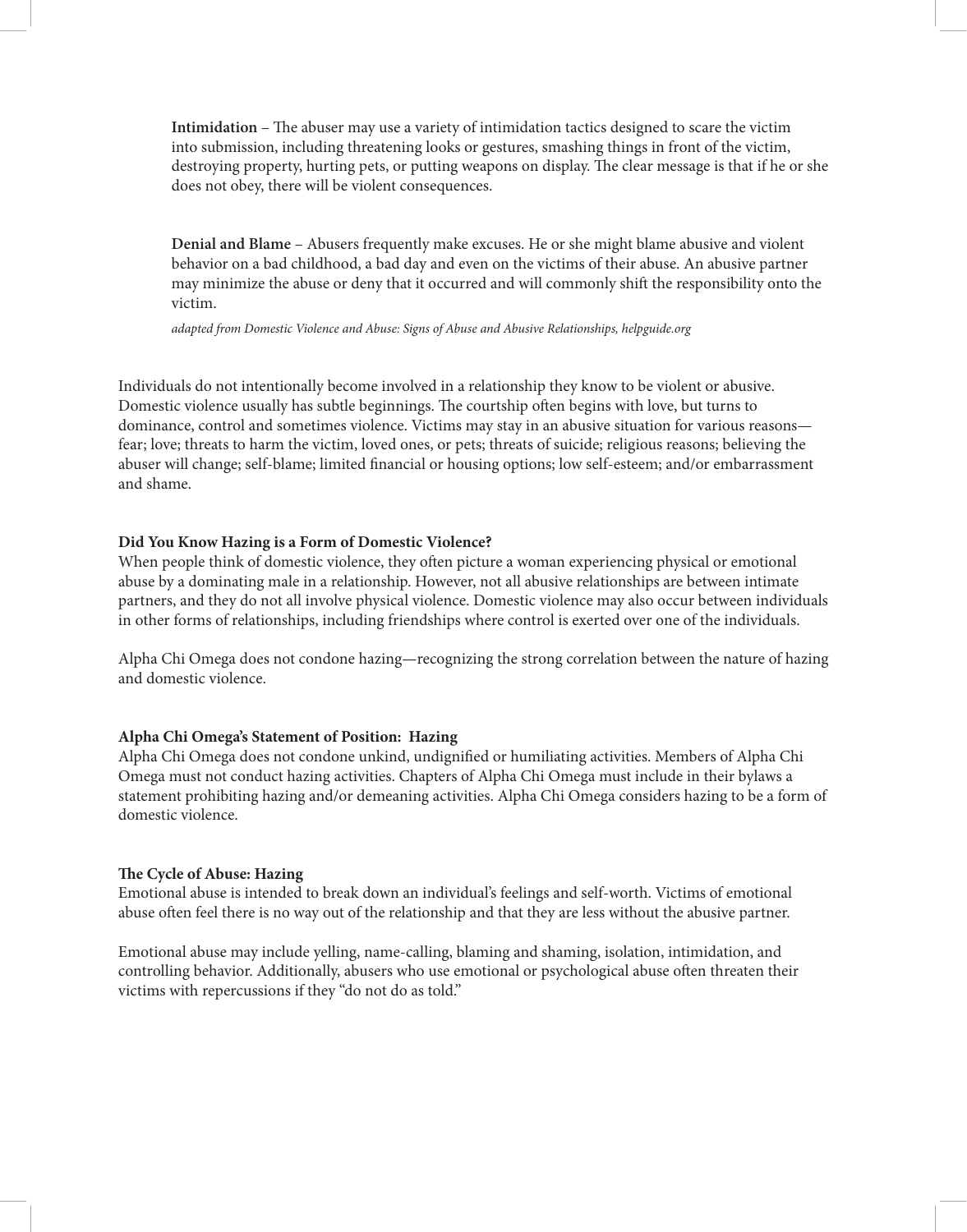**Intimidation** – The abuser may use a variety of intimidation tactics designed to scare the victim into submission, including threatening looks or gestures, smashing things in front of the victim, destroying property, hurting pets, or putting weapons on display. The clear message is that if he or she does not obey, there will be violent consequences.

**Denial and Blame** – Abusers frequently make excuses. He or she might blame abusive and violent behavior on a bad childhood, a bad day and even on the victims of their abuse. An abusive partner may minimize the abuse or deny that it occurred and will commonly shift the responsibility onto the victim.

*adapted from Domestic Violence and Abuse: Signs of Abuse and Abusive Relationships, helpguide.org*

Individuals do not intentionally become involved in a relationship they know to be violent or abusive. Domestic violence usually has subtle beginnings. The courtship often begins with love, but turns to dominance, control and sometimes violence. Victims may stay in an abusive situation for various reasons—fear; love; threats to harm the victim, loved ones, or pets; threats of suicide; religious reasons; believing the abuser will change; self-blame; limited financial or housing options; low self-esteem; and/or embarrassment and shame.

**Did You Know Hazing is a Form of Domestic Violence?**

When people think of domestic violence, they often picture a woman experiencing physical or emotional abuse by a dominating male in a relationship. However, not all abusive relationships are between intimate partners, and they do not all involve physical violence. Domestic violence may also occur between individuals in other forms of relationships, including friendships where control is exerted over one of the individuals.

Alpha Chi Omega does not condone hazing—recognizing the strong correlation between the nature of hazing and domestic violence.

**Alpha Chi Omega's Statement of Position: Hazing**

Alpha Chi Omega does not condone unkind, undignified or humiliating activities. Members of Alpha Chi Omega must not conduct hazing activities. Chapters of Alpha Chi Omega must include in their bylaws a statement prohibiting hazing and/or demeaning activities. Alpha Chi Omega considers hazing to be a form of domestic violence.

**The Cycle of Abuse: Hazing**

Emotional abuse is intended to break down an individual's feelings and self-worth. Victims of emotional abuse often feel there is no way out of the relationship and that they are less without the abusive partner.

Emotional abuse may include yelling, name-calling, blaming and shaming, isolation, intimidation, and controlling behavior. Additionally, abusers who use emotional or psychological abuse often threaten their victims with repercussions if they "do not do as told."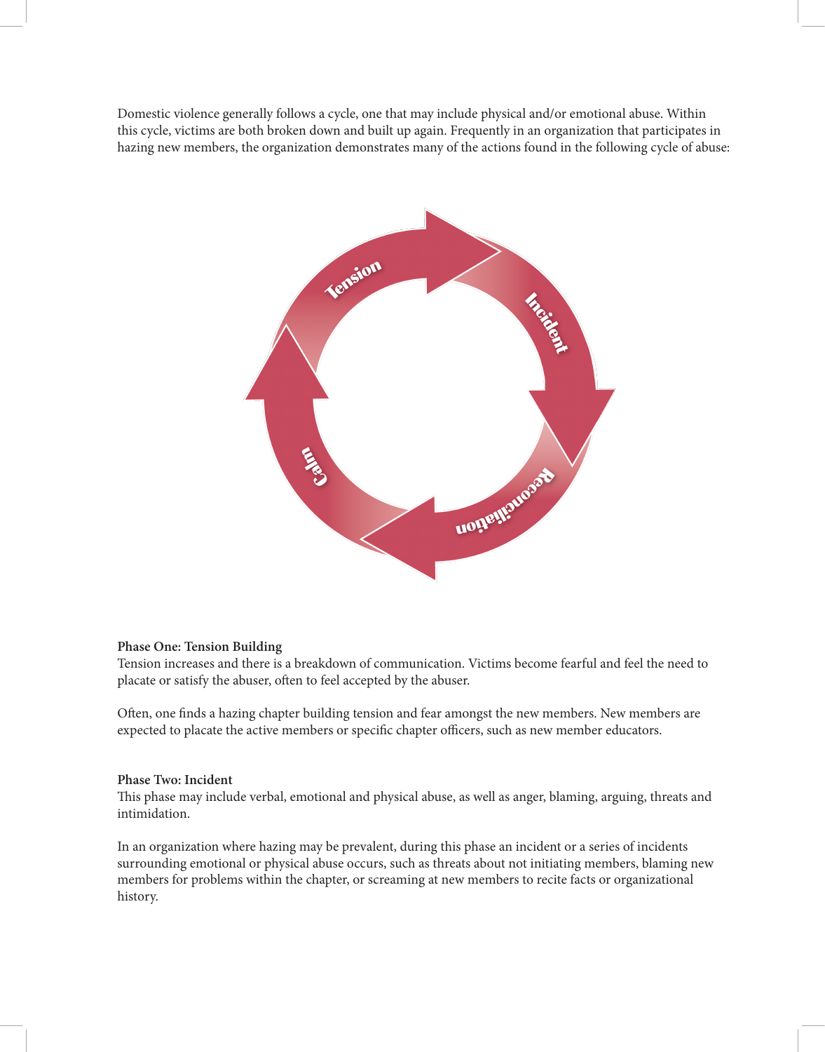Domestic violence generally follows a cycle, one that may include physical and/or emotional abuse. Within this cycle, victims are both broken down and built up again. Frequently in an organization that participates in hazing new members, the organization demonstrates many of the actions found in the following cycle of abuse:

Tension

Incident

Reconciliation

Calm

**Phase One: Tension Building**
Tension increases and there is a breakdown of communication. Victims become fearful and feel the need to placate or satisfy the abuser, often to feel accepted by the abuser.

Often, one finds a hazing chapter building tension and fear amongst the new members. New members are expected to placate the active members or specific chapter officers, such as new member educators.

**Phase Two: Incident**
This phase may include verbal, emotional and physical abuse, as well as anger, blaming, arguing, threats and intimidation.

In an organization where hazing may be prevalent, during this phase an incident or a series of incidents surrounding emotional or physical abuse occurs, such as threats about not initiating members, blaming new members for problems within the chapter, or screaming at new members to recite facts or organizational history.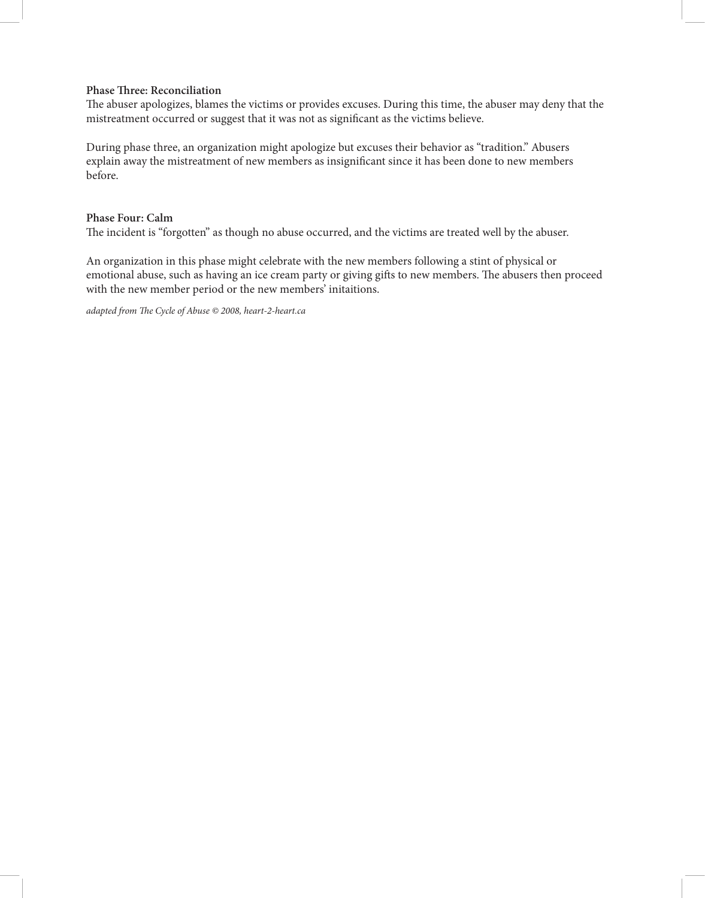**Phase Three: Reconciliation**
The abuser apologizes, blames the victims or provides excuses. During this time, the abuser may deny that the mistreatment occurred or suggest that it was not as significant as the victims believe.

During phase three, an organization might apologize but excuses their behavior as "tradition." Abusers explain away the mistreatment of new members as insignificant since it has been done to new members before.

**Phase Four: Calm**
The incident is "forgotten" as though no abuse occurred, and the victims are treated well by the abuser.

An organization in this phase might celebrate with the new members following a stint of physical or emotional abuse, such as having an ice cream party or giving gifts to new members. The abusers then proceed with the new member period or the new members' initaitions.

*adapted from The Cycle of Abuse © 2008, heart-2-heart.ca*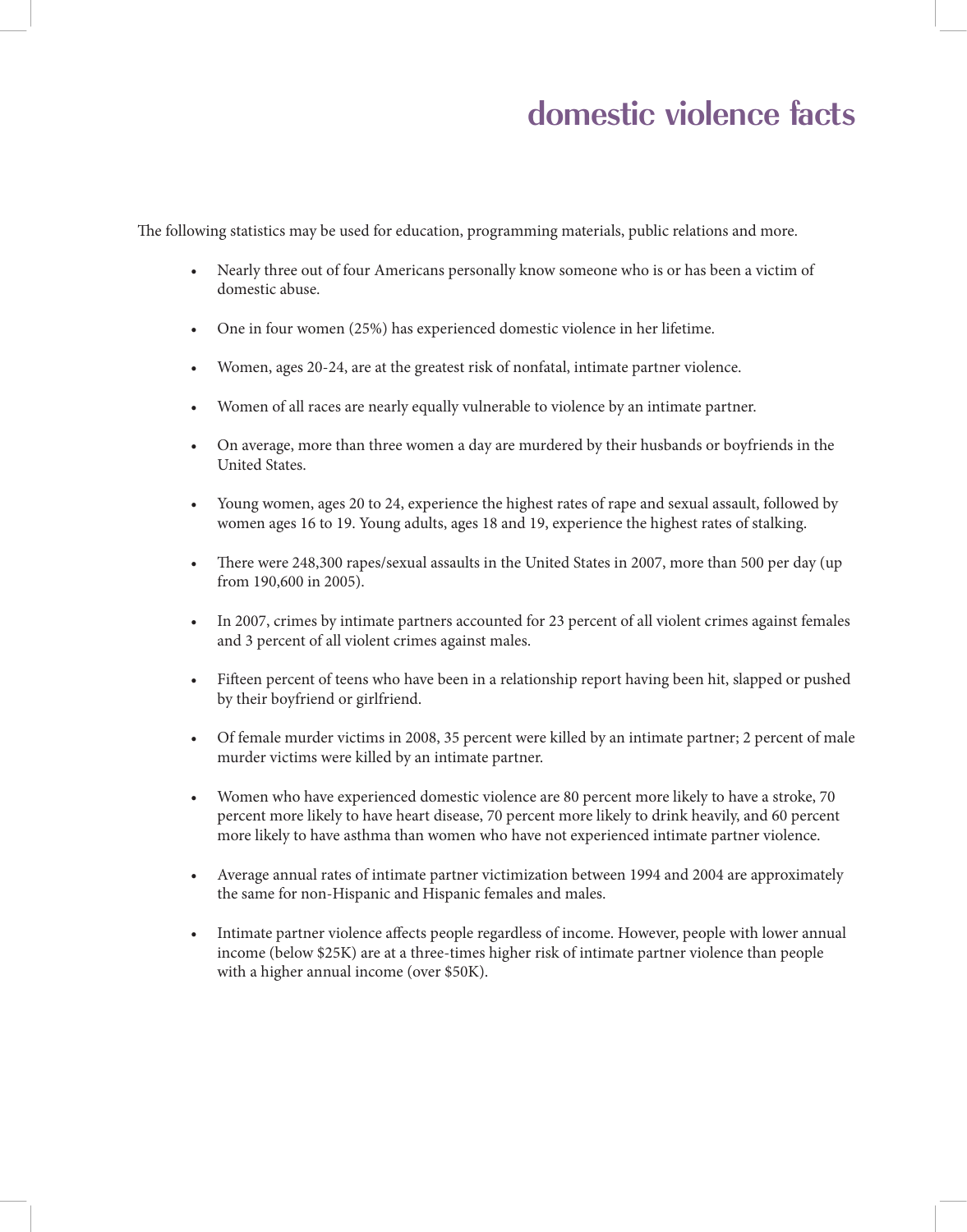# domestic violence facts

The following statistics may be used for education, programming materials, public relations and more.

- Nearly three out of four Americans personally know someone who is or has been a victim of domestic abuse.
- One in four women (25%) has experienced domestic violence in her lifetime.
- Women, ages 20-24, are at the greatest risk of nonfatal, intimate partner violence.
- Women of all races are nearly equally vulnerable to violence by an intimate partner.
- On average, more than three women a day are murdered by their husbands or boyfriends in the United States.
- Young women, ages 20 to 24, experience the highest rates of rape and sexual assault, followed by women ages 16 to 19. Young adults, ages 18 and 19, experience the highest rates of stalking.
- There were 248,300 rapes/sexual assaults in the United States in 2007, more than 500 per day (up from 190,600 in 2005).
- In 2007, crimes by intimate partners accounted for 23 percent of all violent crimes against females and 3 percent of all violent crimes against males.
- Fifteen percent of teens who have been in a relationship report having been hit, slapped or pushed by their boyfriend or girlfriend.
- Of female murder victims in 2008, 35 percent were killed by an intimate partner; 2 percent of male murder victims were killed by an intimate partner.
- Women who have experienced domestic violence are 80 percent more likely to have a stroke, 70 percent more likely to have heart disease, 70 percent more likely to drink heavily, and 60 percent more likely to have asthma than women who have not experienced intimate partner violence.
- Average annual rates of intimate partner victimization between 1994 and 2004 are approximately the same for non-Hispanic and Hispanic females and males.
- Intimate partner violence affects people regardless of income. However, people with lower annual income (below $25K) are at a three-times higher risk of intimate partner violence than people with a higher annual income (over $50K).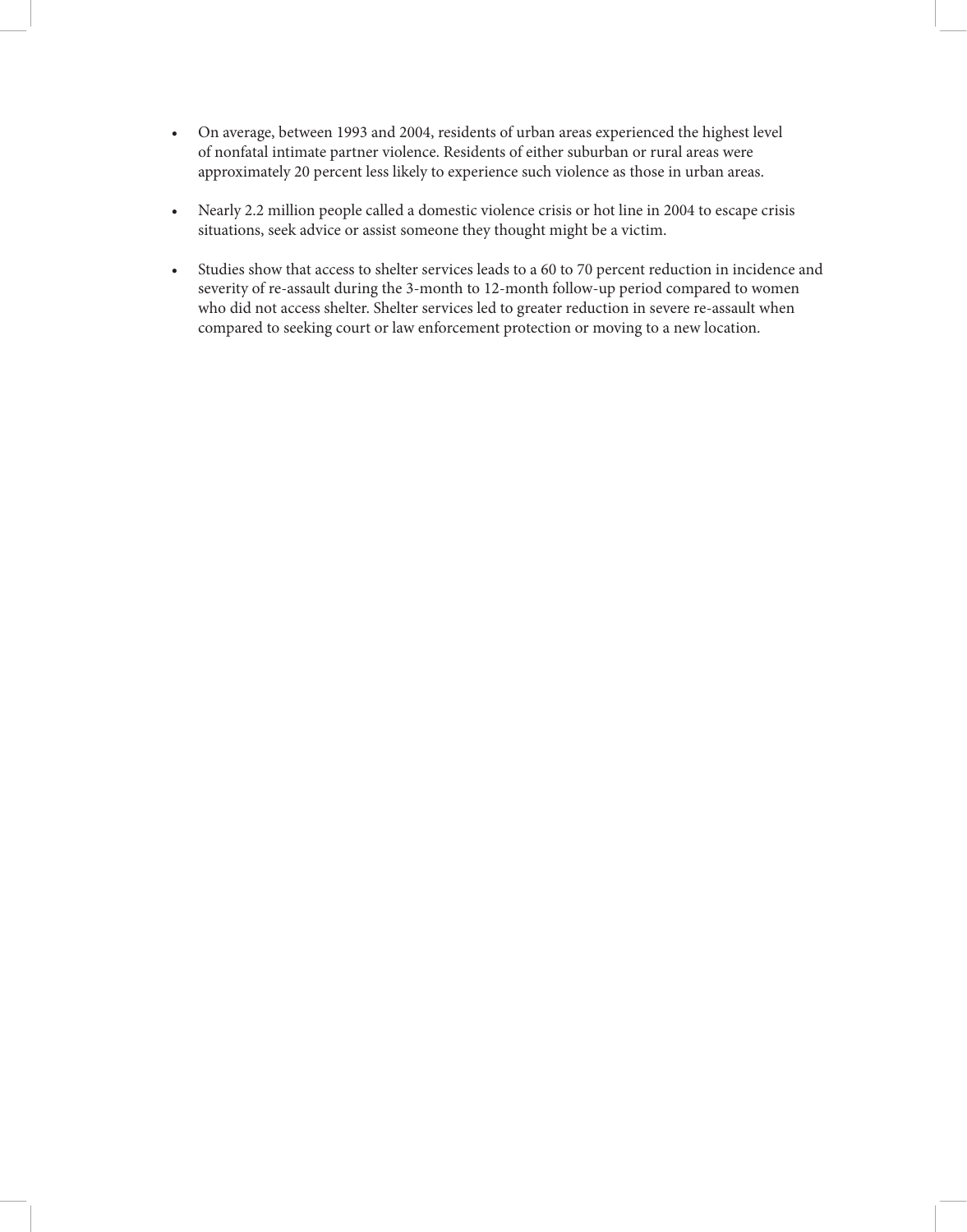- On average, between 1993 and 2004, residents of urban areas experienced the highest level of nonfatal intimate partner violence. Residents of either suburban or rural areas were approximately 20 percent less likely to experience such violence as those in urban areas.

- Nearly 2.2 million people called a domestic violence crisis or hot line in 2004 to escape crisis situations, seek advice or assist someone they thought might be a victim.

- Studies show that access to shelter services leads to a 60 to 70 percent reduction in incidence and severity of re-assault during the 3-month to 12-month follow-up period compared to women who did not access shelter. Shelter services led to greater reduction in severe re-assault when compared to seeking court or law enforcement protection or moving to a new location.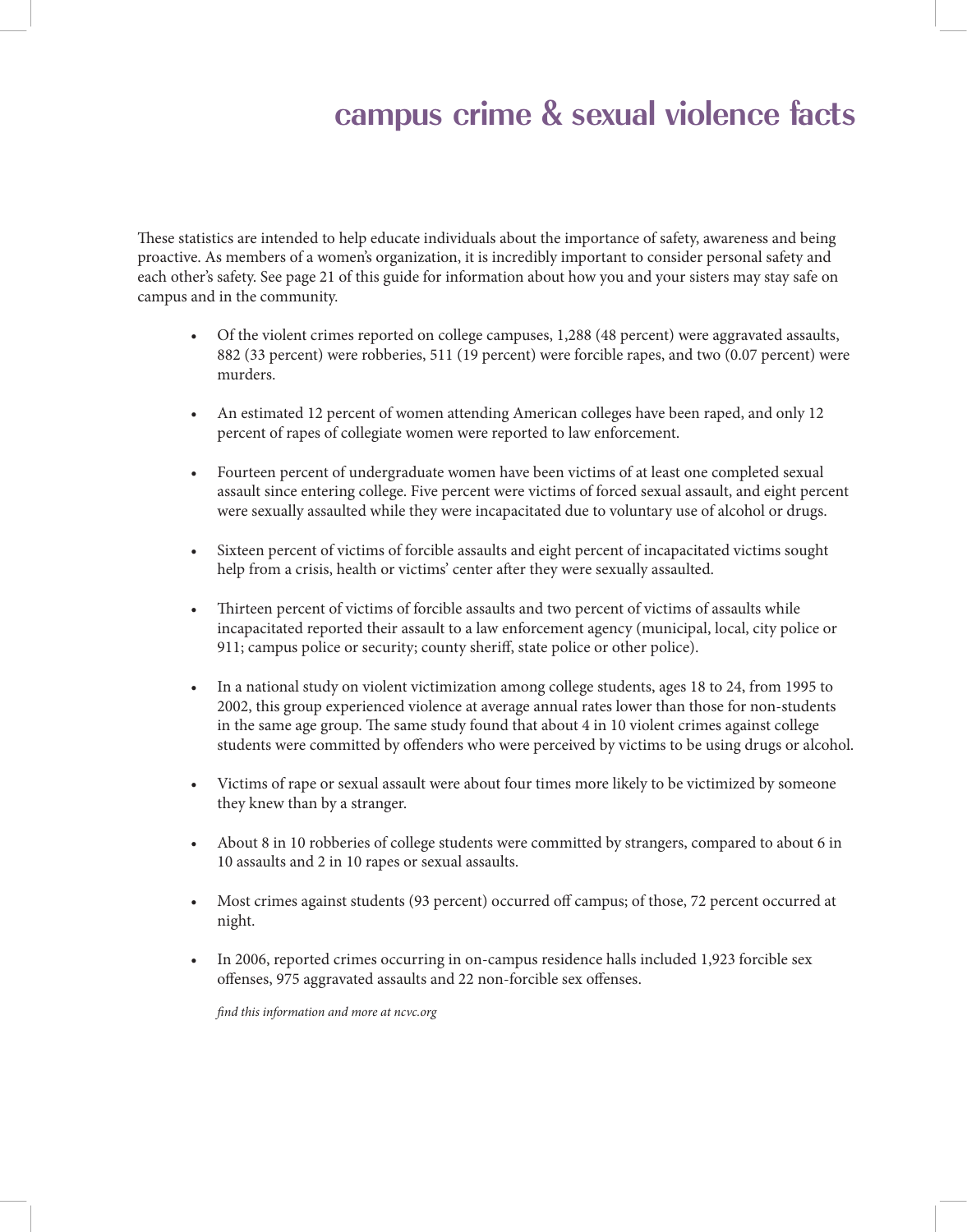# campus crime & sexual violence facts

These statistics are intended to help educate individuals about the importance of safety, awareness and being proactive. As members of a women's organization, it is incredibly important to consider personal safety and each other's safety. See page 21 of this guide for information about how you and your sisters may stay safe on campus and in the community.

- Of the violent crimes reported on college campuses, 1,288 (48 percent) were aggravated assaults, 882 (33 percent) were robberies, 511 (19 percent) were forcible rapes, and two (0.07 percent) were murders.
- An estimated 12 percent of women attending American colleges have been raped, and only 12 percent of rapes of collegiate women were reported to law enforcement.
- Fourteen percent of undergraduate women have been victims of at least one completed sexual assault since entering college. Five percent were victims of forced sexual assault, and eight percent were sexually assaulted while they were incapacitated due to voluntary use of alcohol or drugs.
- Sixteen percent of victims of forcible assaults and eight percent of incapacitated victims sought help from a crisis, health or victims' center after they were sexually assaulted.
- Thirteen percent of victims of forcible assaults and two percent of victims of assaults while incapacitated reported their assault to a law enforcement agency (municipal, local, city police or 911; campus police or security; county sheriff, state police or other police).
- In a national study on violent victimization among college students, ages 18 to 24, from 1995 to 2002, this group experienced violence at average annual rates lower than those for non-students in the same age group. The same study found that about 4 in 10 violent crimes against college students were committed by offenders who were perceived by victims to be using drugs or alcohol.
- Victims of rape or sexual assault were about four times more likely to be victimized by someone they knew than by a stranger.
- About 8 in 10 robberies of college students were committed by strangers, compared to about 6 in 10 assaults and 2 in 10 rapes or sexual assaults.
- Most crimes against students (93 percent) occurred off campus; of those, 72 percent occurred at night.
- In 2006, reported crimes occurring in on-campus residence halls included 1,923 forcible sex offenses, 975 aggravated assaults and 22 non-forcible sex offenses.

*find this information and more at ncvc.org*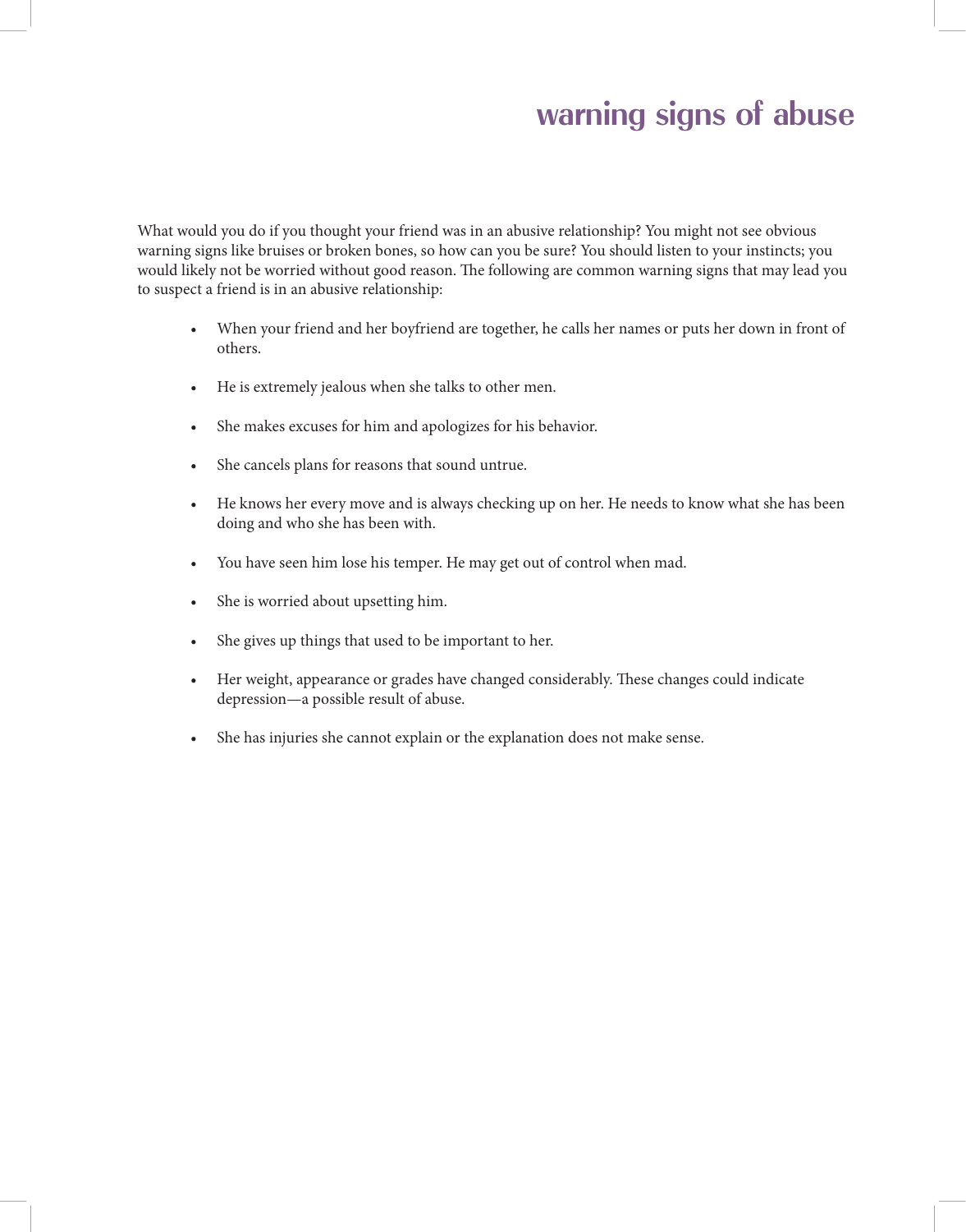# warning signs of abuse

What would you do if you thought your friend was in an abusive relationship? You might not see obvious warning signs like bruises or broken bones, so how can you be sure? You should listen to your instincts; you would likely not be worried without good reason. The following are common warning signs that may lead you to suspect a friend is in an abusive relationship:

- When your friend and her boyfriend are together, he calls her names or puts her down in front of others.
- He is extremely jealous when she talks to other men.
- She makes excuses for him and apologizes for his behavior.
- She cancels plans for reasons that sound untrue.
- He knows her every move and is always checking up on her. He needs to know what she has been doing and who she has been with.
- You have seen him lose his temper. He may get out of control when mad.
- She is worried about upsetting him.
- She gives up things that used to be important to her.
- Her weight, appearance or grades have changed considerably. These changes could indicate depression—a possible result of abuse.
- She has injuries she cannot explain or the explanation does not make sense.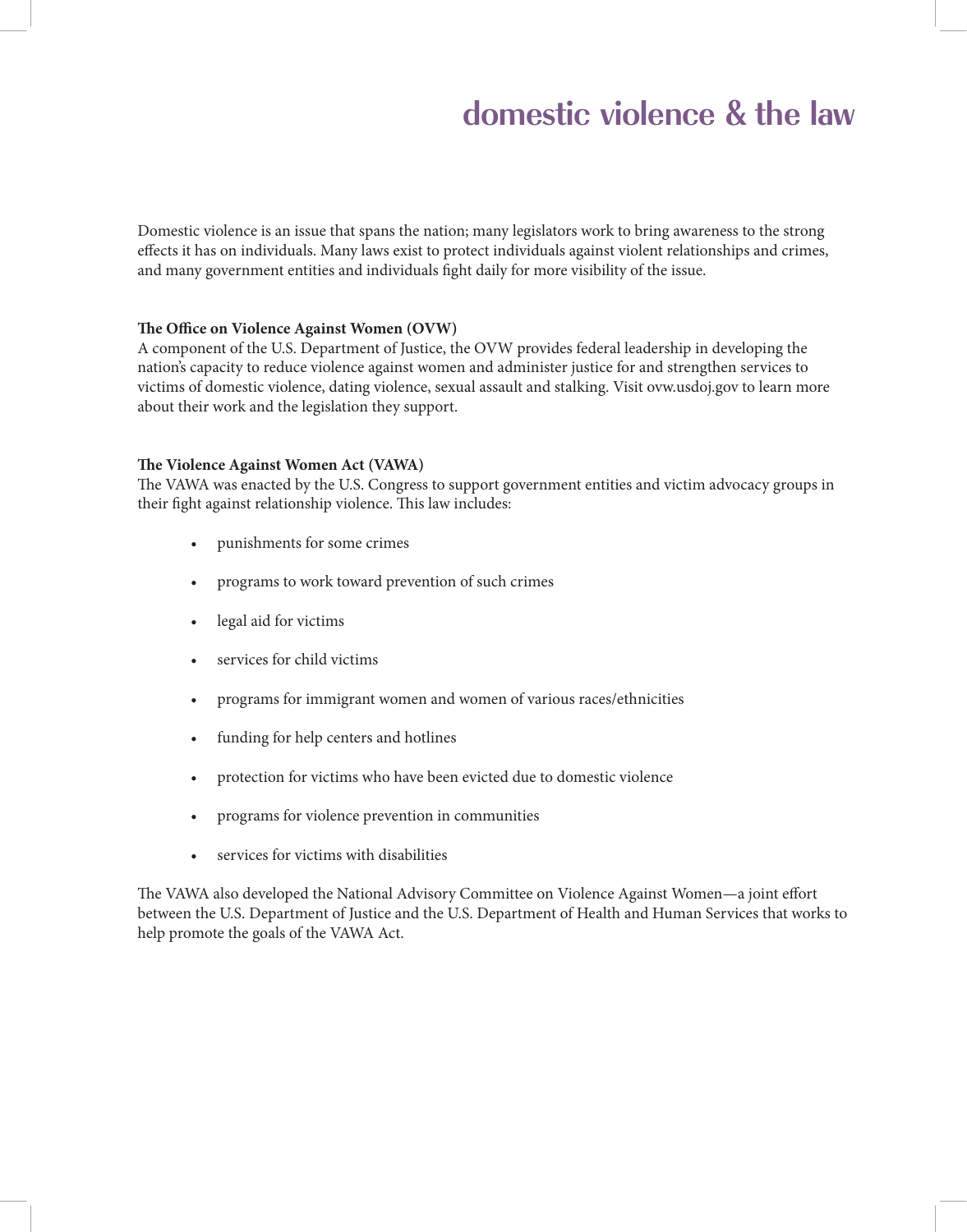# domestic violence & the law

Domestic violence is an issue that spans the nation; many legislators work to bring awareness to the strong effects it has on individuals. Many laws exist to protect individuals against violent relationships and crimes, and many government entities and individuals fight daily for more visibility of the issue.

**The Office on Violence Against Women (OVW)**
A component of the U.S. Department of Justice, the OVW provides federal leadership in developing the nation's capacity to reduce violence against women and administer justice for and strengthen services to victims of domestic violence, dating violence, sexual assault and stalking. Visit ovw.usdoj.gov to learn more about their work and the legislation they support.

**The Violence Against Women Act (VAWA)**
The VAWA was enacted by the U.S. Congress to support government entities and victim advocacy groups in their fight against relationship violence. This law includes:

- punishments for some crimes
- programs to work toward prevention of such crimes
- legal aid for victims
- services for child victims
- programs for immigrant women and women of various races/ethnicities
- funding for help centers and hotlines
- protection for victims who have been evicted due to domestic violence
- programs for violence prevention in communities
- services for victims with disabilities

The VAWA also developed the National Advisory Committee on Violence Against Women—a joint effort between the U.S. Department of Justice and the U.S. Department of Health and Human Services that works to help promote the goals of the VAWA Act.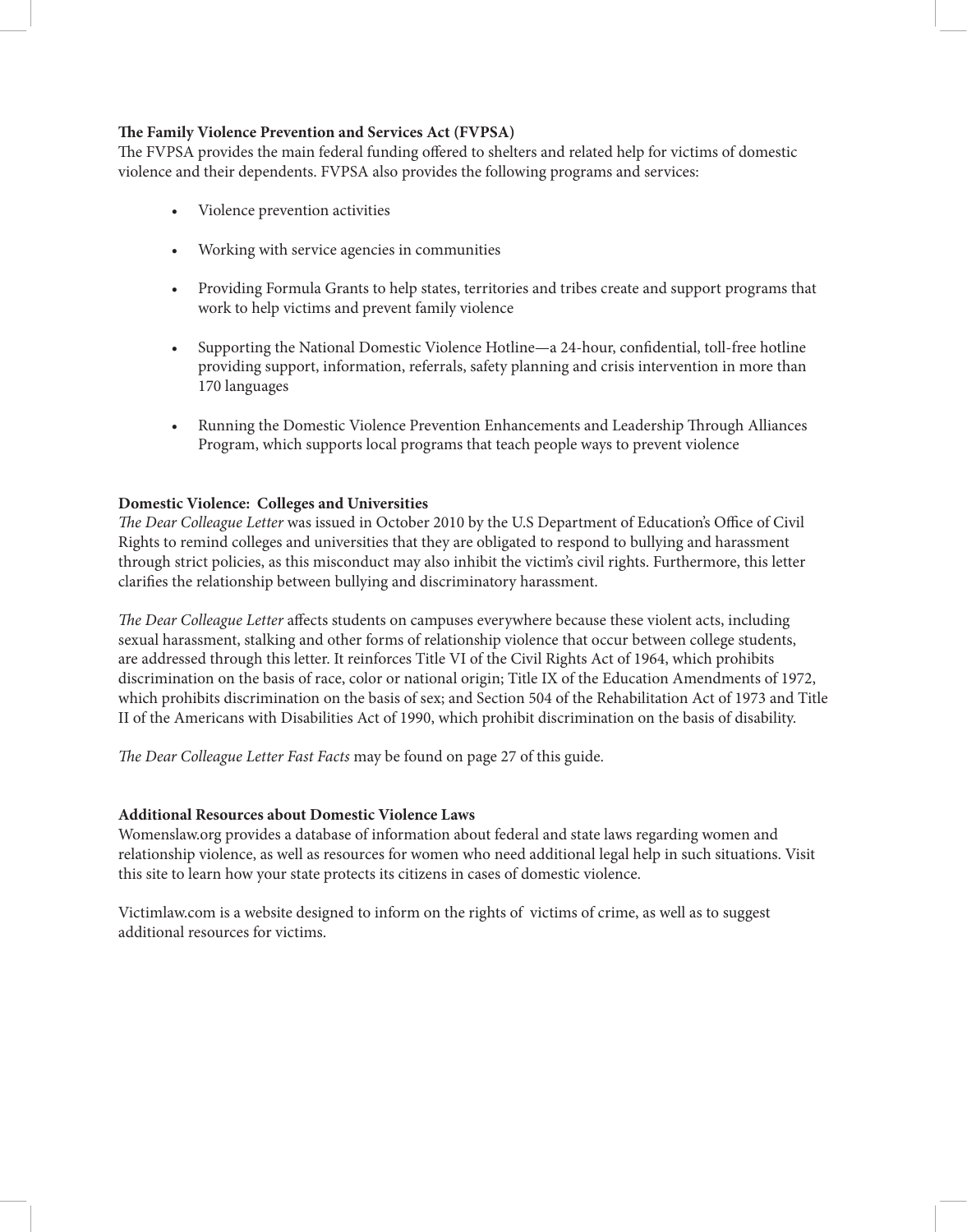**The Family Violence Prevention and Services Act (FVPSA)**
The FVPSA provides the main federal funding offered to shelters and related help for victims of domestic violence and their dependents. FVPSA also provides the following programs and services:

- Violence prevention activities
- Working with service agencies in communities
- Providing Formula Grants to help states, territories and tribes create and support programs that work to help victims and prevent family violence
- Supporting the National Domestic Violence Hotline—a 24-hour, confidential, toll-free hotline providing support, information, referrals, safety planning and crisis intervention in more than 170 languages
- Running the Domestic Violence Prevention Enhancements and Leadership Through Alliances Program, which supports local programs that teach people ways to prevent violence

**Domestic Violence: Colleges and Universities**
*The Dear Colleague Letter* was issued in October 2010 by the U.S Department of Education's Office of Civil Rights to remind colleges and universities that they are obligated to respond to bullying and harassment through strict policies, as this misconduct may also inhibit the victim's civil rights. Furthermore, this letter clarifies the relationship between bullying and discriminatory harassment.

*The Dear Colleague Letter* affects students on campuses everywhere because these violent acts, including sexual harassment, stalking and other forms of relationship violence that occur between college students, are addressed through this letter. It reinforces Title VI of the Civil Rights Act of 1964, which prohibits discrimination on the basis of race, color or national origin; Title IX of the Education Amendments of 1972, which prohibits discrimination on the basis of sex; and Section 504 of the Rehabilitation Act of 1973 and Title II of the Americans with Disabilities Act of 1990, which prohibit discrimination on the basis of disability.

*The Dear Colleague Letter Fast Facts* may be found on page 27 of this guide.

**Additional Resources about Domestic Violence Laws**
Womenslaw.org provides a database of information about federal and state laws regarding women and relationship violence, as well as resources for women who need additional legal help in such situations. Visit this site to learn how your state protects its citizens in cases of domestic violence.

Victimlaw.com is a website designed to inform on the rights of victims of crime, as well as to suggest additional resources for victims.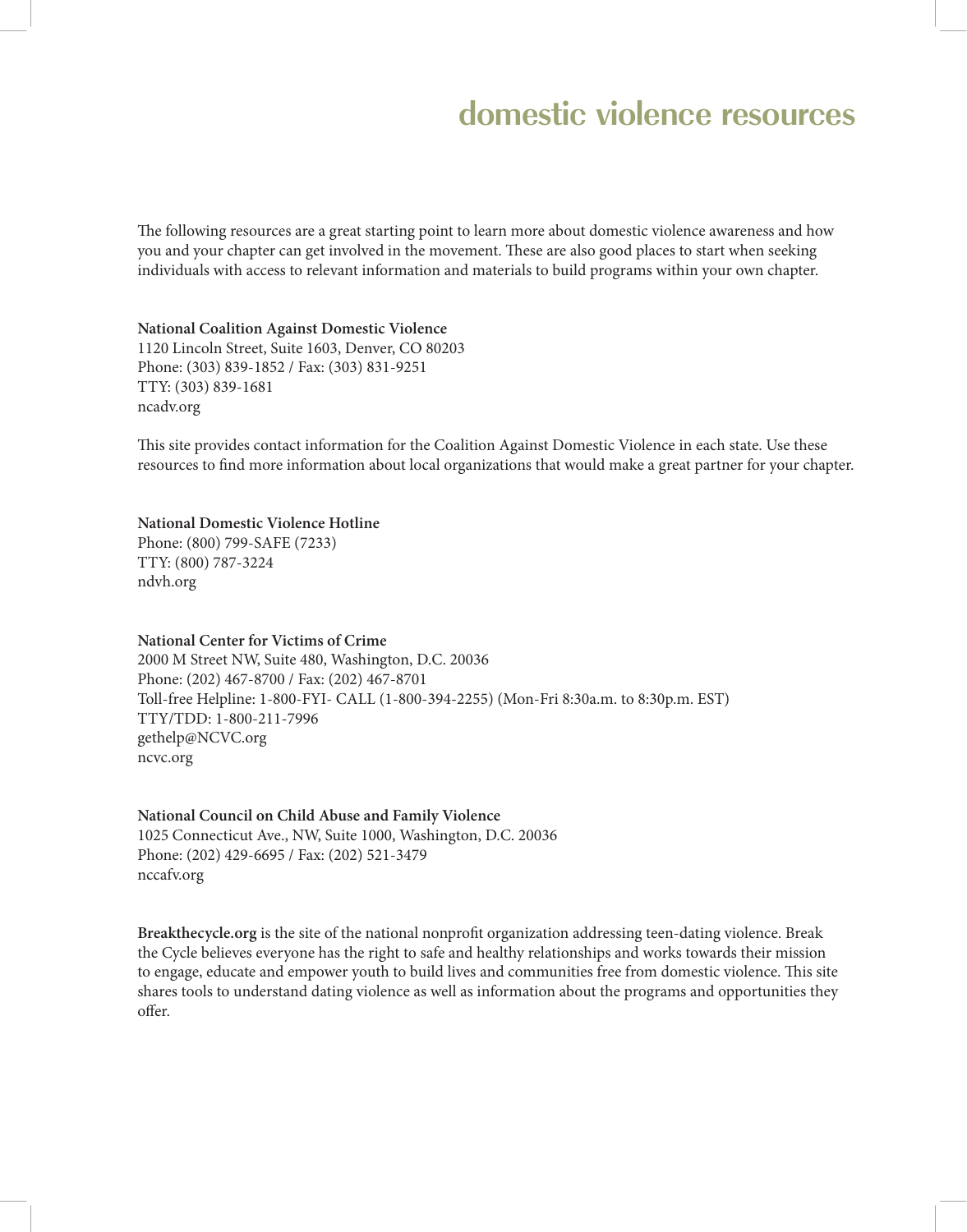# domestic violence resources

The following resources are a great starting point to learn more about domestic violence awareness and how you and your chapter can get involved in the movement. These are also good places to start when seeking individuals with access to relevant information and materials to build programs within your own chapter.

**National Coalition Against Domestic Violence**
1120 Lincoln Street, Suite 1603, Denver, CO 80203
Phone: (303) 839-1852 / Fax: (303) 831-9251
TTY: (303) 839-1681
ncadv.org

This site provides contact information for the Coalition Against Domestic Violence in each state. Use these resources to find more information about local organizations that would make a great partner for your chapter.

**National Domestic Violence Hotline**
Phone: (800) 799-SAFE (7233)
TTY: (800) 787-3224
ndvh.org

**National Center for Victims of Crime**
2000 M Street NW, Suite 480, Washington, D.C. 20036
Phone: (202) 467-8700 / Fax: (202) 467-8701
Toll-free Helpline: 1-800-FYI- CALL (1-800-394-2255) (Mon-Fri 8:30a.m. to 8:30p.m. EST)
TTY/TDD: 1-800-211-7996
gethelp@NCVC.org
ncvc.org

**National Council on Child Abuse and Family Violence**
1025 Connecticut Ave., NW, Suite 1000, Washington, D.C. 20036
Phone: (202) 429-6695 / Fax: (202) 521-3479
nccafv.org

**Breakthecycle.org** is the site of the national nonprofit organization addressing teen-dating violence. Break the Cycle believes everyone has the right to safe and healthy relationships and works towards their mission to engage, educate and empower youth to build lives and communities free from domestic violence. This site shares tools to understand dating violence as well as information about the programs and opportunities they offer.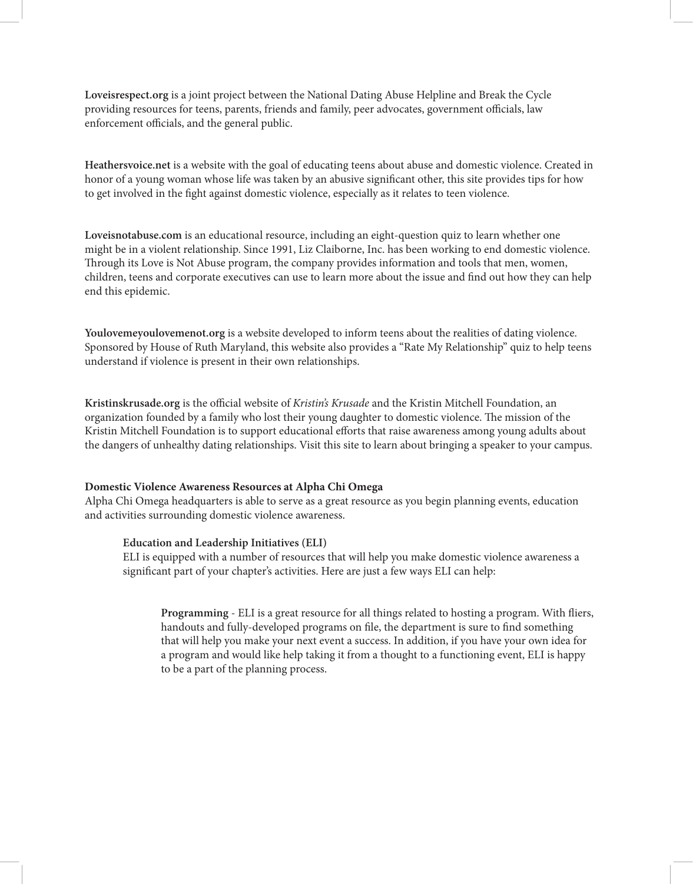**Loveisrespect.org** is a joint project between the National Dating Abuse Helpline and Break the Cycle providing resources for teens, parents, friends and family, peer advocates, government officials, law enforcement officials, and the general public.

**Heathersvoice.net** is a website with the goal of educating teens about abuse and domestic violence. Created in honor of a young woman whose life was taken by an abusive significant other, this site provides tips for how to get involved in the fight against domestic violence, especially as it relates to teen violence.

**Loveisnotabuse.com** is an educational resource, including an eight-question quiz to learn whether one might be in a violent relationship. Since 1991, Liz Claiborne, Inc. has been working to end domestic violence. Through its Love is Not Abuse program, the company provides information and tools that men, women, children, teens and corporate executives can use to learn more about the issue and find out how they can help end this epidemic.

**Youlovemeyoulovemenot.org** is a website developed to inform teens about the realities of dating violence. Sponsored by House of Ruth Maryland, this website also provides a "Rate My Relationship" quiz to help teens understand if violence is present in their own relationships.

**Kristinskrusade.org** is the official website of *Kristin's Krusade* and the Kristin Mitchell Foundation, an organization founded by a family who lost their young daughter to domestic violence. The mission of the Kristin Mitchell Foundation is to support educational efforts that raise awareness among young adults about the dangers of unhealthy dating relationships. Visit this site to learn about bringing a speaker to your campus.

**Domestic Violence Awareness Resources at Alpha Chi Omega**

Alpha Chi Omega headquarters is able to serve as a great resource as you begin planning events, education and activities surrounding domestic violence awareness.

**Education and Leadership Initiatives (ELI)**

ELI is equipped with a number of resources that will help you make domestic violence awareness a significant part of your chapter's activities. Here are just a few ways ELI can help:

**Programming** - ELI is a great resource for all things related to hosting a program. With fliers, handouts and fully-developed programs on file, the department is sure to find something that will help you make your next event a success. In addition, if you have your own idea for a program and would like help taking it from a thought to a functioning event, ELI is happy to be a part of the planning process.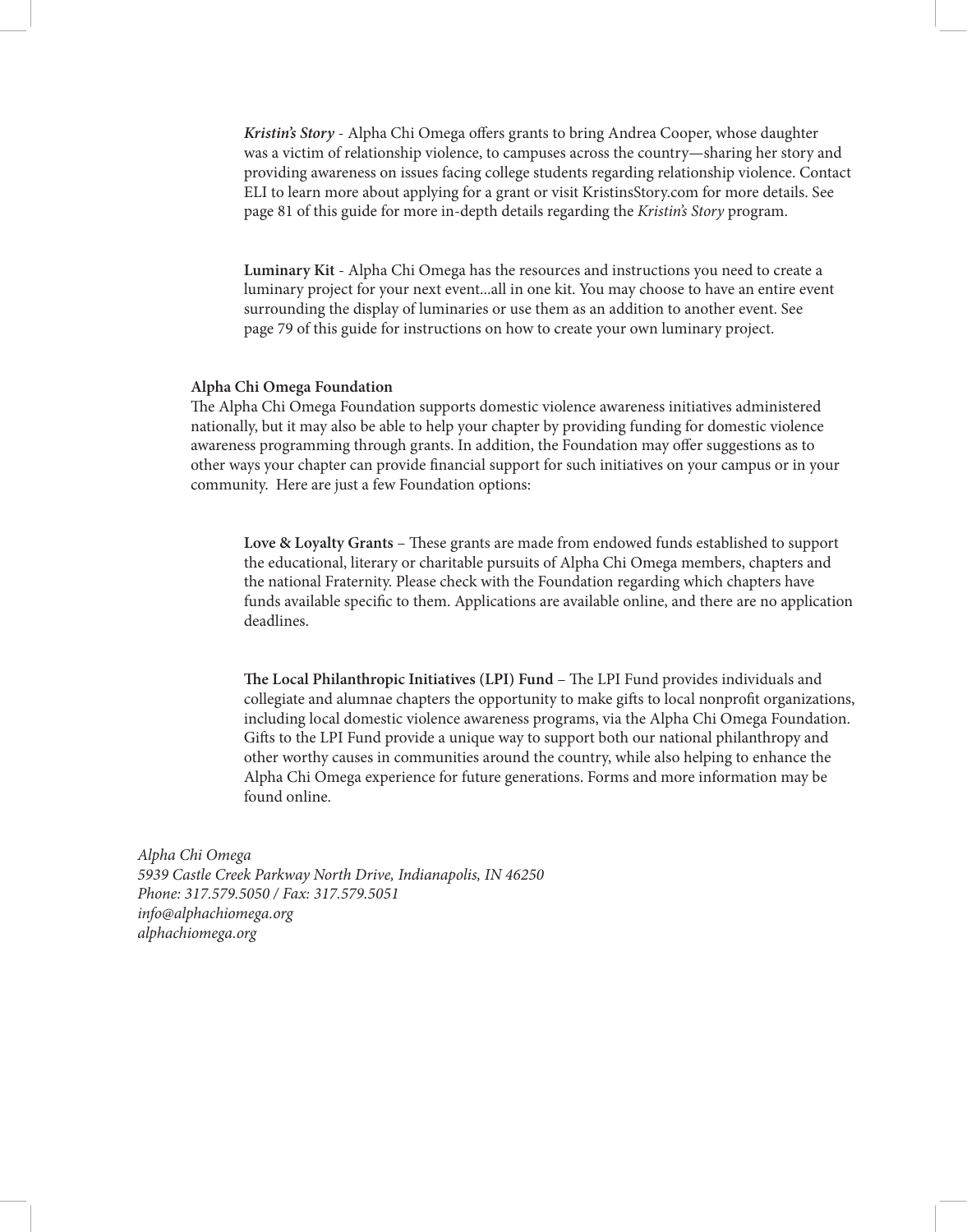***Kristin's Story*** - Alpha Chi Omega offers grants to bring Andrea Cooper, whose daughter was a victim of relationship violence, to campuses across the country—sharing her story and providing awareness on issues facing college students regarding relationship violence. Contact ELI to learn more about applying for a grant or visit KristinsStory.com for more details. See page 81 of this guide for more in-depth details regarding the *Kristin's Story* program.

**Luminary Kit** - Alpha Chi Omega has the resources and instructions you need to create a luminary project for your next event...all in one kit. You may choose to have an entire event surrounding the display of luminaries or use them as an addition to another event. See page 79 of this guide for instructions on how to create your own luminary project.

**Alpha Chi Omega Foundation**

The Alpha Chi Omega Foundation supports domestic violence awareness initiatives administered nationally, but it may also be able to help your chapter by providing funding for domestic violence awareness programming through grants. In addition, the Foundation may offer suggestions as to other ways your chapter can provide financial support for such initiatives on your campus or in your community. Here are just a few Foundation options:

**Love & Loyalty Grants** – These grants are made from endowed funds established to support the educational, literary or charitable pursuits of Alpha Chi Omega members, chapters and the national Fraternity. Please check with the Foundation regarding which chapters have funds available specific to them. Applications are available online, and there are no application deadlines.

**The Local Philanthropic Initiatives (LPI) Fund** – The LPI Fund provides individuals and collegiate and alumnae chapters the opportunity to make gifts to local nonprofit organizations, including local domestic violence awareness programs, via the Alpha Chi Omega Foundation. Gifts to the LPI Fund provide a unique way to support both our national philanthropy and other worthy causes in communities around the country, while also helping to enhance the Alpha Chi Omega experience for future generations. Forms and more information may be found online.

*Alpha Chi Omega*
*5939 Castle Creek Parkway North Drive, Indianapolis, IN 46250*
*Phone: 317.579.5050 / Fax: 317.579.5051*
*info@alphachiomega.org*
*alphachiomega.org*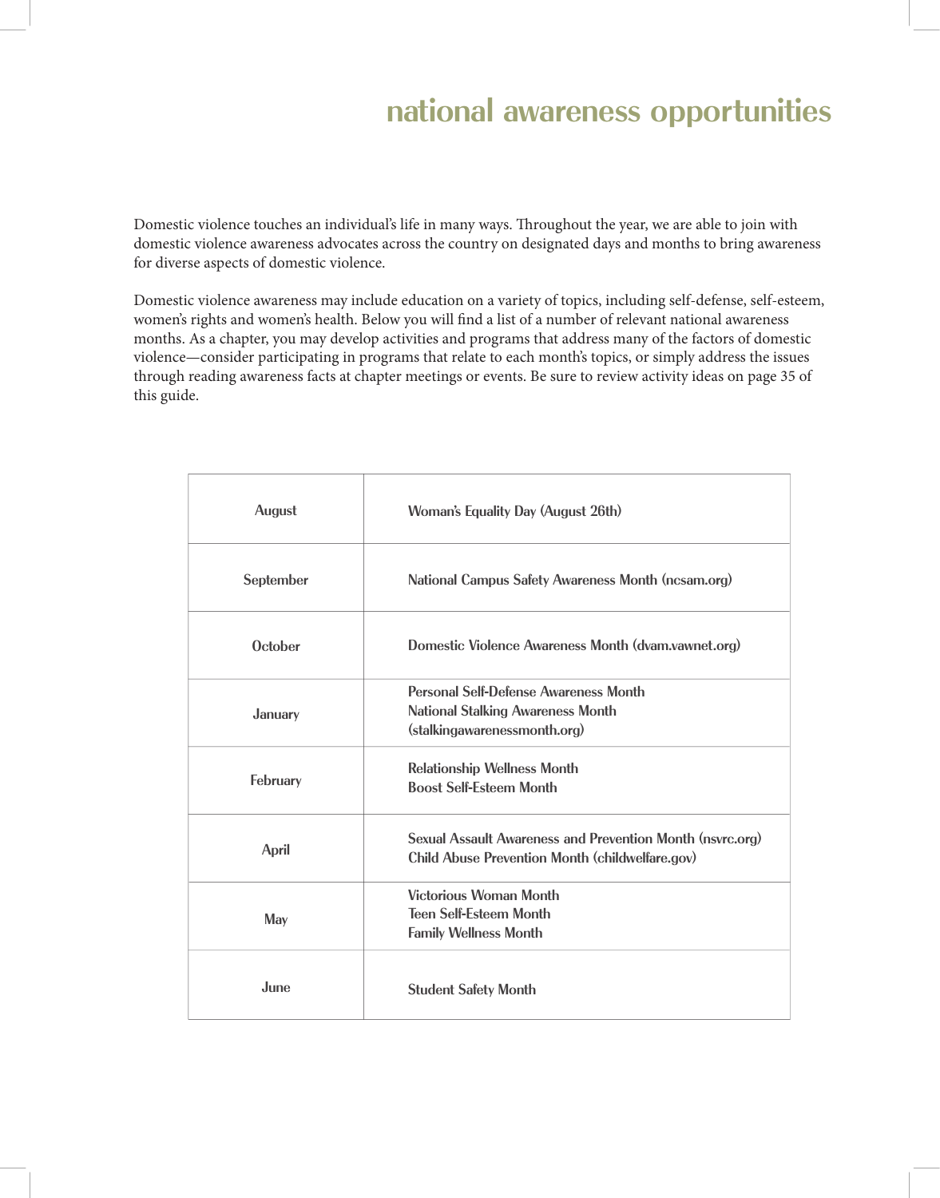# national awareness opportunities

Domestic violence touches an individual's life in many ways. Throughout the year, we are able to join with domestic violence awareness advocates across the country on designated days and months to bring awareness for diverse aspects of domestic violence.

Domestic violence awareness may include education on a variety of topics, including self-defense, self-esteem, women's rights and women's health. Below you will find a list of a number of relevant national awareness months. As a chapter, you may develop activities and programs that address many of the factors of domestic violence—consider participating in programs that relate to each month's topics, or simply address the issues through reading awareness facts at chapter meetings or events. Be sure to review activity ideas on page 35 of this guide.

| Month | Awareness Opportunity |
|---|---|
| August | Woman's Equality Day (August 26th) |
| September | National Campus Safety Awareness Month (ncsam.org) |
| October | Domestic Violence Awareness Month (dvam.vawnet.org) |
| January | Personal Self-Defense Awareness Month<br>National Stalking Awareness Month (stalkingawarenessmonth.org) |
| February | Relationship Wellness Month<br>Boost Self-Esteem Month |
| April | Sexual Assault Awareness and Prevention Month (nsvrc.org)<br>Child Abuse Prevention Month (childwelfare.gov) |
| May | Victorious Woman Month<br>Teen Self-Esteem Month<br>Family Wellness Month |
| June | Student Safety Month |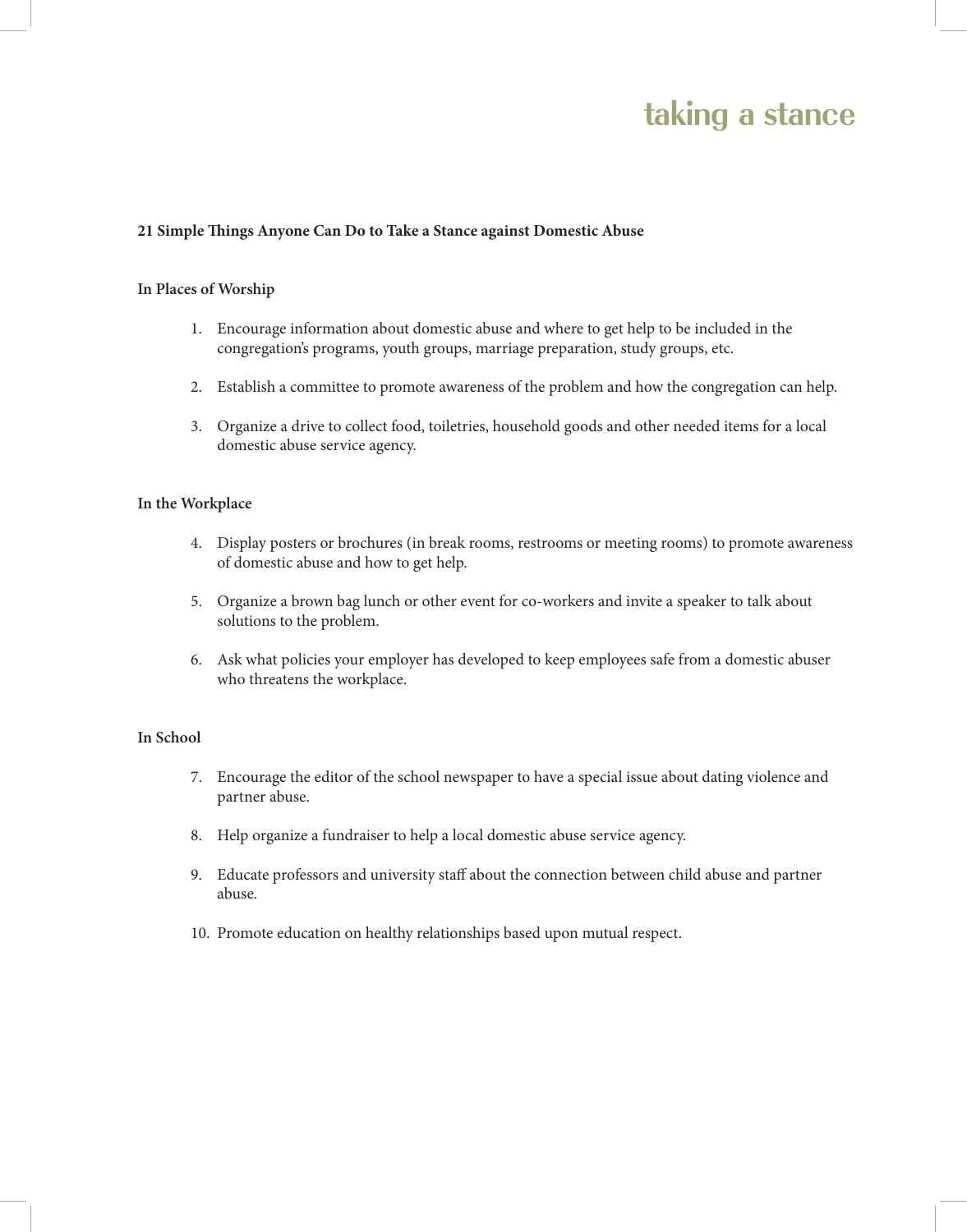# taking a stance

**21 Simple Things Anyone Can Do to Take a Stance against Domestic Abuse**

**In Places of Worship**

1. Encourage information about domestic abuse and where to get help to be included in the congregation's programs, youth groups, marriage preparation, study groups, etc.

2. Establish a committee to promote awareness of the problem and how the congregation can help.

3. Organize a drive to collect food, toiletries, household goods and other needed items for a local domestic abuse service agency.

**In the Workplace**

4. Display posters or brochures (in break rooms, restrooms or meeting rooms) to promote awareness of domestic abuse and how to get help.

5. Organize a brown bag lunch or other event for co-workers and invite a speaker to talk about solutions to the problem.

6. Ask what policies your employer has developed to keep employees safe from a domestic abuser who threatens the workplace.

**In School**

7. Encourage the editor of the school newspaper to have a special issue about dating violence and partner abuse.

8. Help organize a fundraiser to help a local domestic abuse service agency.

9. Educate professors and university staff about the connection between child abuse and partner abuse.

10. Promote education on healthy relationships based upon mutual respect.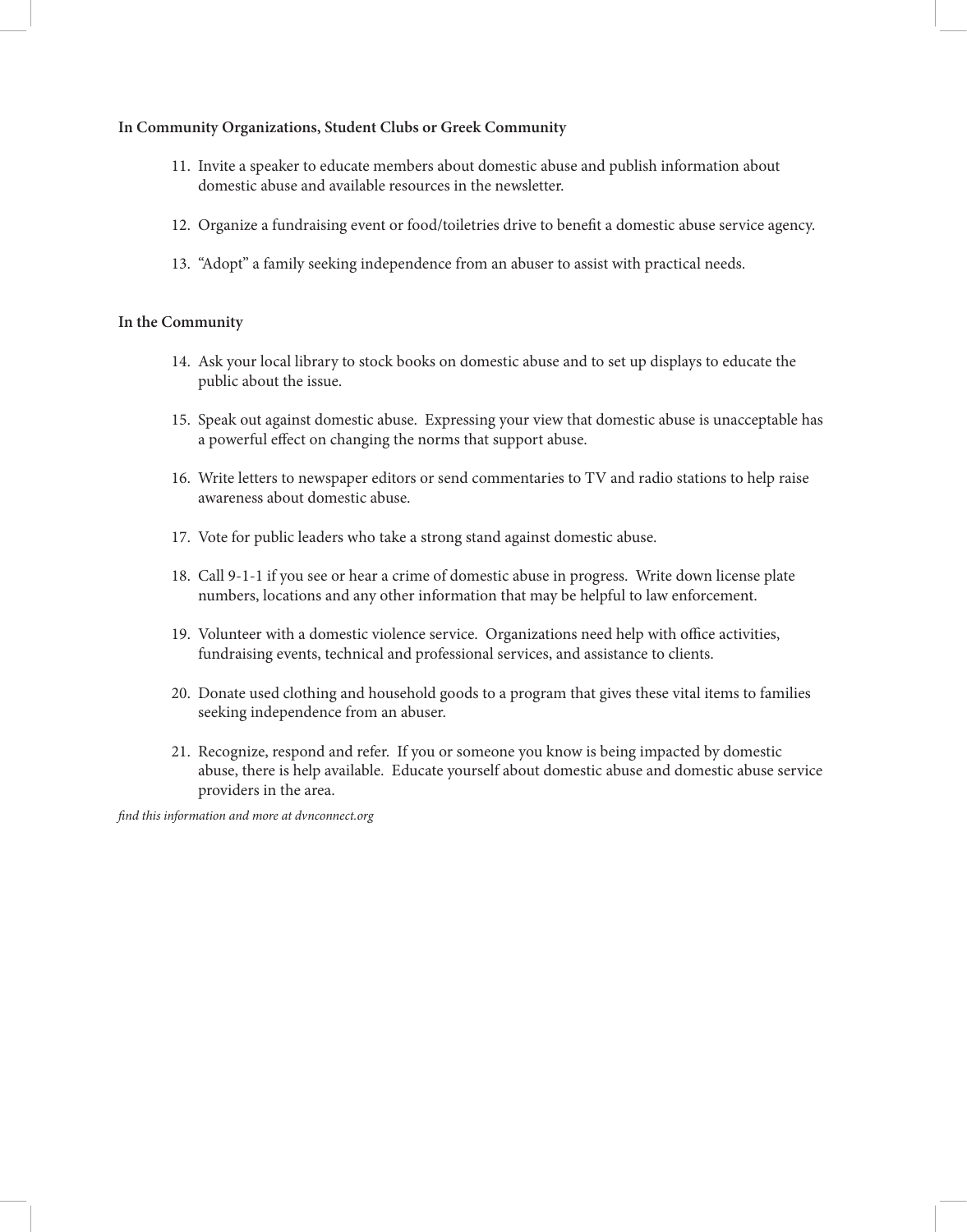**In Community Organizations, Student Clubs or Greek Community**

11. Invite a speaker to educate members about domestic abuse and publish information about domestic abuse and available resources in the newsletter.

12. Organize a fundraising event or food/toiletries drive to benefit a domestic abuse service agency.

13. "Adopt" a family seeking independence from an abuser to assist with practical needs.

**In the Community**

14. Ask your local library to stock books on domestic abuse and to set up displays to educate the public about the issue.

15. Speak out against domestic abuse. Expressing your view that domestic abuse is unacceptable has a powerful effect on changing the norms that support abuse.

16. Write letters to newspaper editors or send commentaries to TV and radio stations to help raise awareness about domestic abuse.

17. Vote for public leaders who take a strong stand against domestic abuse.

18. Call 9-1-1 if you see or hear a crime of domestic abuse in progress. Write down license plate numbers, locations and any other information that may be helpful to law enforcement.

19. Volunteer with a domestic violence service. Organizations need help with office activities, fundraising events, technical and professional services, and assistance to clients.

20. Donate used clothing and household goods to a program that gives these vital items to families seeking independence from an abuser.

21. Recognize, respond and refer. If you or someone you know is being impacted by domestic abuse, there is help available. Educate yourself about domestic abuse and domestic abuse service providers in the area.

*find this information and more at dvnconnect.org*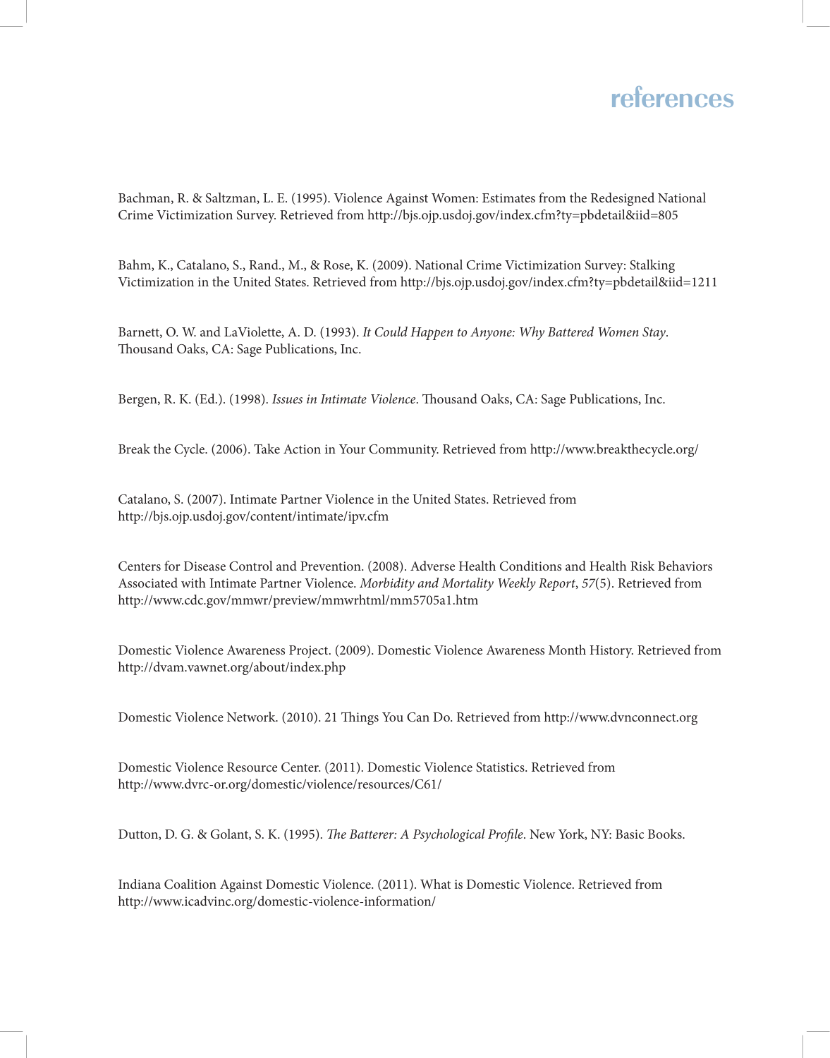# references

Bachman, R. & Saltzman, L. E. (1995). Violence Against Women: Estimates from the Redesigned National Crime Victimization Survey. Retrieved from http://bjs.ojp.usdoj.gov/index.cfm?ty=pbdetail&iid=805

Bahm, K., Catalano, S., Rand., M., & Rose, K. (2009). National Crime Victimization Survey: Stalking Victimization in the United States. Retrieved from http://bjs.ojp.usdoj.gov/index.cfm?ty=pbdetail&iid=1211

Barnett, O. W. and LaViolette, A. D. (1993). *It Could Happen to Anyone: Why Battered Women Stay*. Thousand Oaks, CA: Sage Publications, Inc.

Bergen, R. K. (Ed.). (1998). *Issues in Intimate Violence*. Thousand Oaks, CA: Sage Publications, Inc.

Break the Cycle. (2006). Take Action in Your Community. Retrieved from http://www.breakthecycle.org/

Catalano, S. (2007). Intimate Partner Violence in the United States. Retrieved from http://bjs.ojp.usdoj.gov/content/intimate/ipv.cfm

Centers for Disease Control and Prevention. (2008). Adverse Health Conditions and Health Risk Behaviors Associated with Intimate Partner Violence. *Morbidity and Mortality Weekly Report*, *57*(5). Retrieved from http://www.cdc.gov/mmwr/preview/mmwrhtml/mm5705a1.htm

Domestic Violence Awareness Project. (2009). Domestic Violence Awareness Month History. Retrieved from http://dvam.vawnet.org/about/index.php

Domestic Violence Network. (2010). 21 Things You Can Do. Retrieved from http://www.dvnconnect.org

Domestic Violence Resource Center. (2011). Domestic Violence Statistics. Retrieved from http://www.dvrc-or.org/domestic/violence/resources/C61/

Dutton, D. G. & Golant, S. K. (1995). *The Batterer: A Psychological Profile*. New York, NY: Basic Books.

Indiana Coalition Against Domestic Violence. (2011). What is Domestic Violence. Retrieved from http://www.icadvinc.org/domestic-violence-information/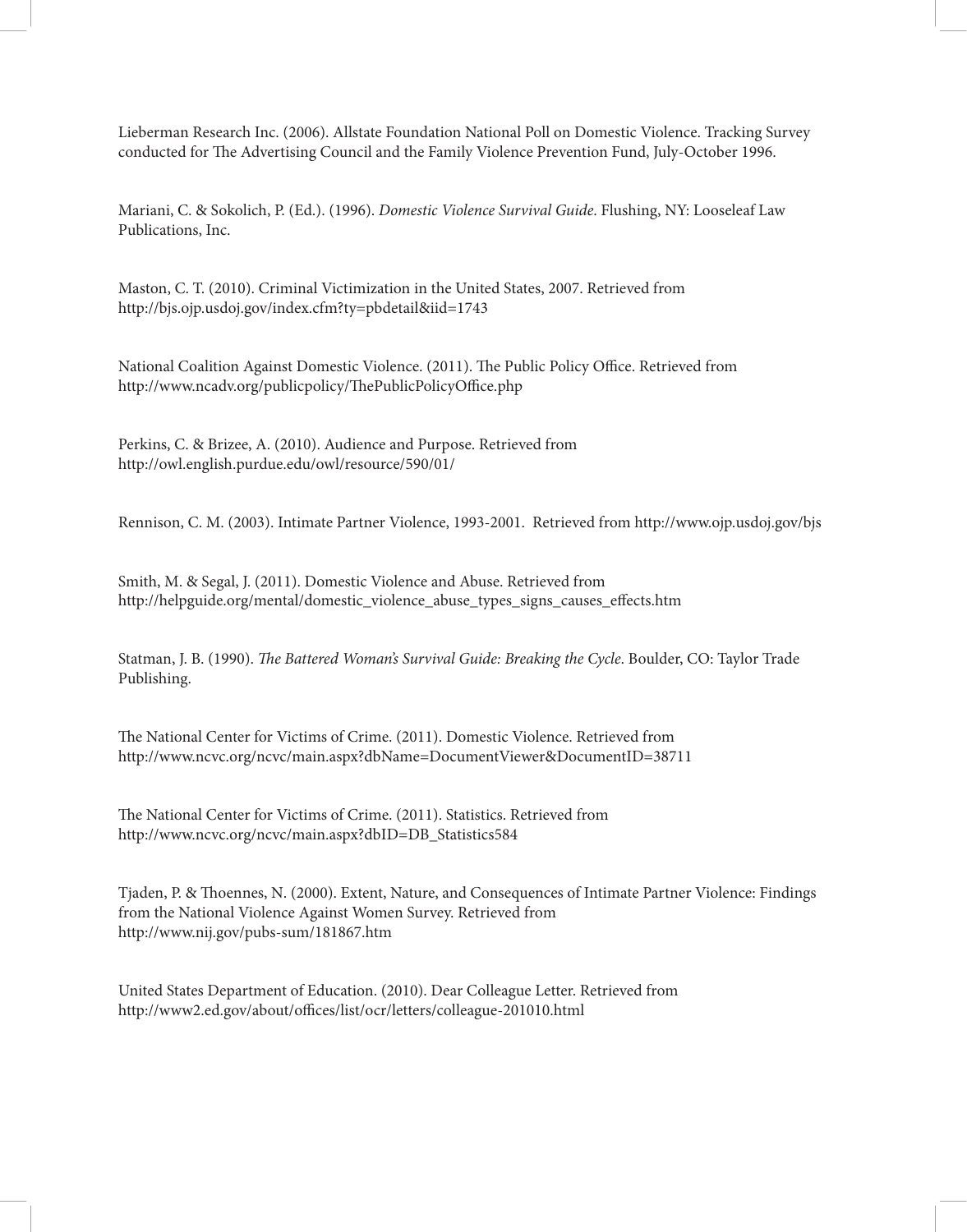Lieberman Research Inc. (2006). Allstate Foundation National Poll on Domestic Violence. Tracking Survey conducted for The Advertising Council and the Family Violence Prevention Fund, July-October 1996.

Mariani, C. & Sokolich, P. (Ed.). (1996). *Domestic Violence Survival Guide*. Flushing, NY: Looseleaf Law Publications, Inc.

Maston, C. T. (2010). Criminal Victimization in the United States, 2007. Retrieved from http://bjs.ojp.usdoj.gov/index.cfm?ty=pbdetail&iid=1743

National Coalition Against Domestic Violence. (2011). The Public Policy Office. Retrieved from http://www.ncadv.org/publicpolicy/ThePublicPolicyOffice.php

Perkins, C. & Brizee, A. (2010). Audience and Purpose. Retrieved from http://owl.english.purdue.edu/owl/resource/590/01/

Rennison, C. M. (2003). Intimate Partner Violence, 1993-2001. Retrieved from http://www.ojp.usdoj.gov/bjs

Smith, M. & Segal, J. (2011). Domestic Violence and Abuse. Retrieved from http://helpguide.org/mental/domestic_violence_abuse_types_signs_causes_effects.htm

Statman, J. B. (1990). *The Battered Woman's Survival Guide: Breaking the Cycle*. Boulder, CO: Taylor Trade Publishing.

The National Center for Victims of Crime. (2011). Domestic Violence. Retrieved from http://www.ncvc.org/ncvc/main.aspx?dbName=DocumentViewer&DocumentID=38711

The National Center for Victims of Crime. (2011). Statistics. Retrieved from http://www.ncvc.org/ncvc/main.aspx?dbID=DB_Statistics584

Tjaden, P. & Thoennes, N. (2000). Extent, Nature, and Consequences of Intimate Partner Violence: Findings from the National Violence Against Women Survey. Retrieved from http://www.nij.gov/pubs-sum/181867.htm

United States Department of Education. (2010). Dear Colleague Letter. Retrieved from http://www2.ed.gov/about/offices/list/ocr/letters/colleague-201010.html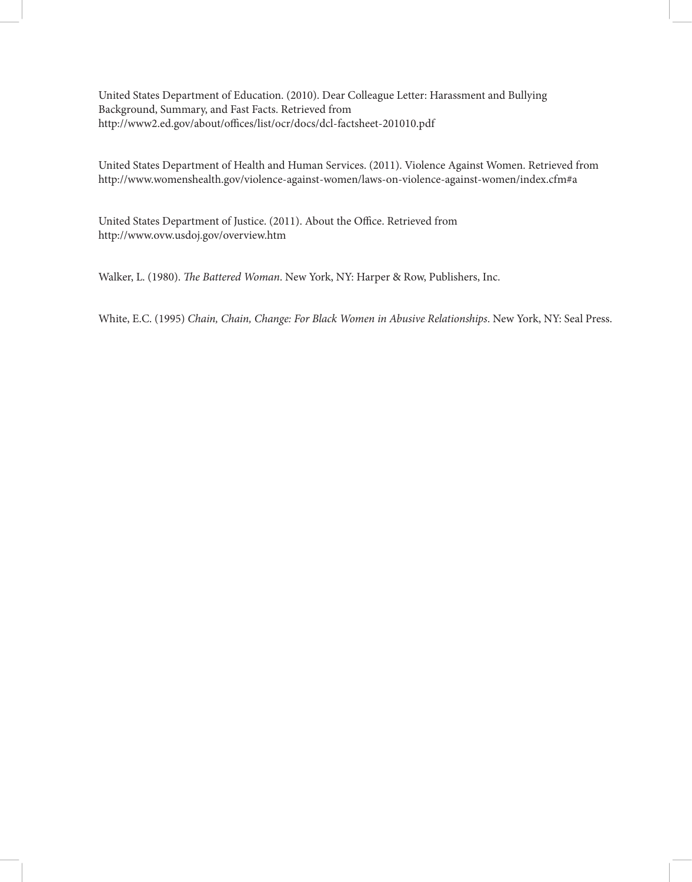United States Department of Education. (2010). Dear Colleague Letter: Harassment and Bullying Background, Summary, and Fast Facts. Retrieved from http://www2.ed.gov/about/offices/list/ocr/docs/dcl-factsheet-201010.pdf

United States Department of Health and Human Services. (2011). Violence Against Women. Retrieved from http://www.womenshealth.gov/violence-against-women/laws-on-violence-against-women/index.cfm#a

United States Department of Justice. (2011). About the Office. Retrieved from http://www.ovw.usdoj.gov/overview.htm

Walker, L. (1980). *The Battered Woman*. New York, NY: Harper & Row, Publishers, Inc.

White, E.C. (1995) *Chain, Chain, Change: For Black Women in Abusive Relationships*. New York, NY: Seal Press.